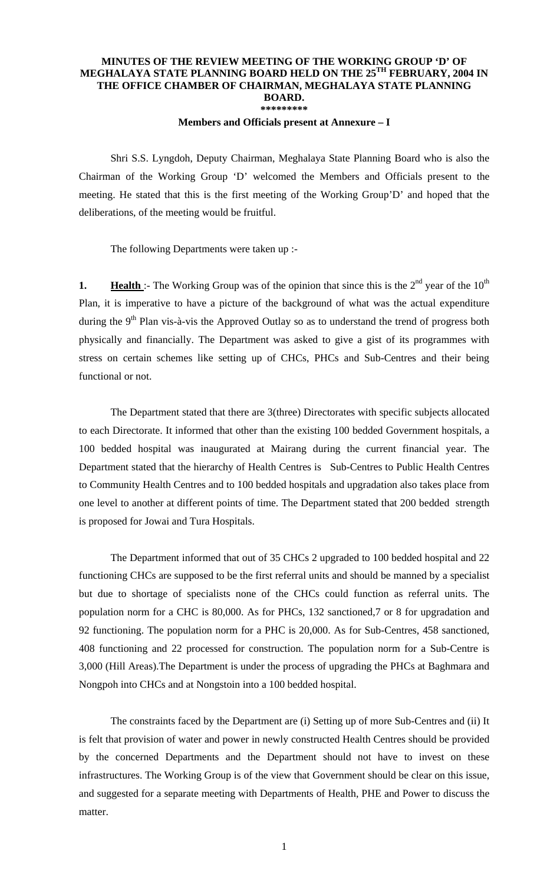# MINUTES OF THE REVIEW MEETING OF THE WORKING GROUP 'D' OF MEGHALAYA STATE PLANNING BOARD HELD ON THE 25TH FEBRUARY, 2004 IN THE OFFICE CHAMBER OF CHAIRMAN, MEGHALAYA STATE PLANNING BOARD.

\*\*\*\*\*\*\*\*\*

**Members and Officials present at Annexure – I**

Shri S.S. Lyngdoh, Deputy Chairman, Meghalaya State Planning Board who is also the Chairman of the Working Group 'D' welcomed the Members and Officials present to the meeting. He stated that this is the first meeting of the Working Group'D' and hoped that the deliberations, of the meeting would be fruitful.

The following Departments were taken up :-

**1. Health** :- The Working Group was of the opinion that since this is the 2nd year of the 10th Plan, it is imperative to have a picture of the background of what was the actual expenditure during the 9th Plan vis-à-vis the Approved Outlay so as to understand the trend of progress both physically and financially. The Department was asked to give a gist of its programmes with stress on certain schemes like setting up of CHCs, PHCs and Sub-Centres and their being functional or not.

The Department stated that there are 3(three) Directorates with specific subjects allocated to each Directorate. It informed that other than the existing 100 bedded Government hospitals, a 100 bedded hospital was inaugurated at Mairang during the current financial year. The Department stated that the hierarchy of Health Centres is Sub-Centres to Public Health Centres to Community Health Centres and to 100 bedded hospitals and upgradation also takes place from one level to another at different points of time. The Department stated that 200 bedded strength is proposed for Jowai and Tura Hospitals.

The Department informed that out of 35 CHCs 2 upgraded to 100 bedded hospital and 22 functioning CHCs are supposed to be the first referral units and should be manned by a specialist but due to shortage of specialists none of the CHCs could function as referral units. The population norm for a CHC is 80,000. As for PHCs, 132 sanctioned,7 or 8 for upgradation and 92 functioning. The population norm for a PHC is 20,000. As for Sub-Centres, 458 sanctioned, 408 functioning and 22 processed for construction. The population norm for a Sub-Centre is 3,000 (Hill Areas).The Department is under the process of upgrading the PHCs at Baghmara and Nongpoh into CHCs and at Nongstoin into a 100 bedded hospital.

The constraints faced by the Department are (i) Setting up of more Sub-Centres and (ii) It is felt that provision of water and power in newly constructed Health Centres should be provided by the concerned Departments and the Department should not have to invest on these infrastructures. The Working Group is of the view that Government should be clear on this issue, and suggested for a separate meeting with Departments of Health, PHE and Power to discuss the matter.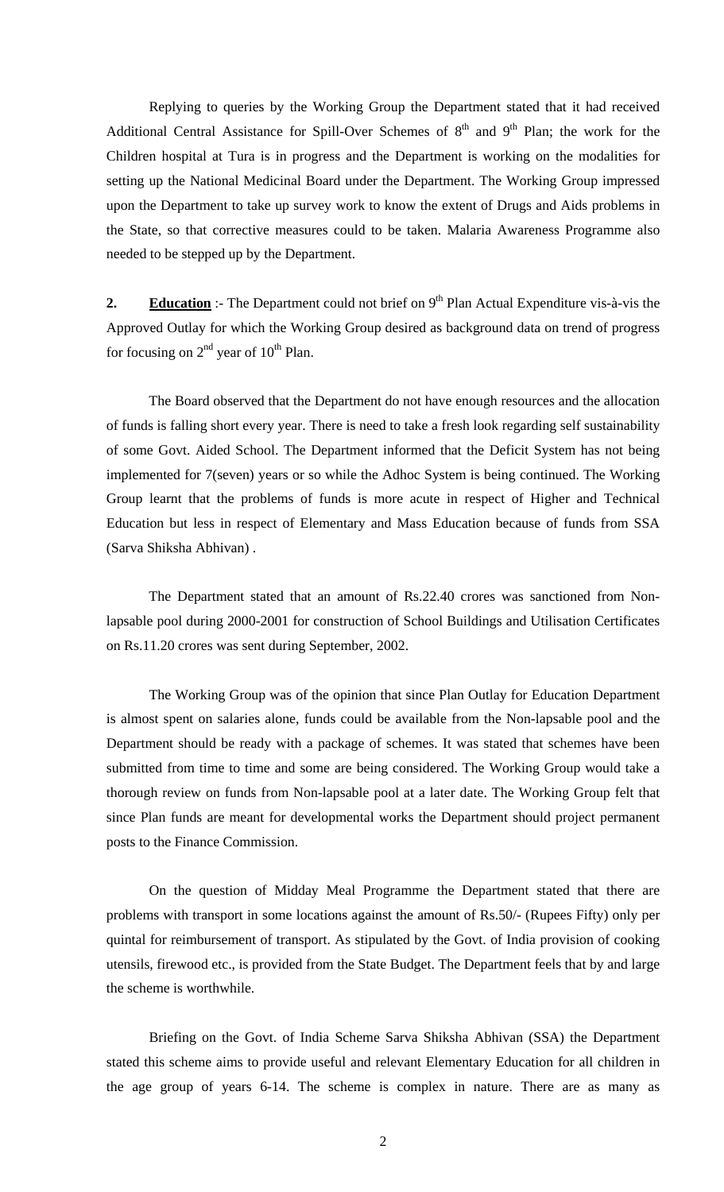Replying to queries by the Working Group the Department stated that it had received Additional Central Assistance for Spill-Over Schemes of 8th and 9th Plan; the work for the Children hospital at Tura is in progress and the Department is working on the modalities for setting up the National Medicinal Board under the Department. The Working Group impressed upon the Department to take up survey work to know the extent of Drugs and Aids problems in the State, so that corrective measures could to be taken. Malaria Awareness Programme also needed to be stepped up by the Department.

**2. Education** :- The Department could not brief on 9th Plan Actual Expenditure vis-à-vis the Approved Outlay for which the Working Group desired as background data on trend of progress for focusing on 2nd year of 10th Plan.

The Board observed that the Department do not have enough resources and the allocation of funds is falling short every year. There is need to take a fresh look regarding self sustainability of some Govt. Aided School. The Department informed that the Deficit System has not being implemented for 7(seven) years or so while the Adhoc System is being continued. The Working Group learnt that the problems of funds is more acute in respect of Higher and Technical Education but less in respect of Elementary and Mass Education because of funds from SSA (Sarva Shiksha Abhivan) .

The Department stated that an amount of Rs.22.40 crores was sanctioned from Non-lapsable pool during 2000-2001 for construction of School Buildings and Utilisation Certificates on Rs.11.20 crores was sent during September, 2002.

The Working Group was of the opinion that since Plan Outlay for Education Department is almost spent on salaries alone, funds could be available from the Non-lapsable pool and the Department should be ready with a package of schemes. It was stated that schemes have been submitted from time to time and some are being considered. The Working Group would take a thorough review on funds from Non-lapsable pool at a later date. The Working Group felt that since Plan funds are meant for developmental works the Department should project permanent posts to the Finance Commission.

On the question of Midday Meal Programme the Department stated that there are problems with transport in some locations against the amount of Rs.50/- (Rupees Fifty) only per quintal for reimbursement of transport. As stipulated by the Govt. of India provision of cooking utensils, firewood etc., is provided from the State Budget. The Department feels that by and large the scheme is worthwhile.

Briefing on the Govt. of India Scheme Sarva Shiksha Abhivan (SSA) the Department stated this scheme aims to provide useful and relevant Elementary Education for all children in the age group of years 6-14. The scheme is complex in nature. There are as many as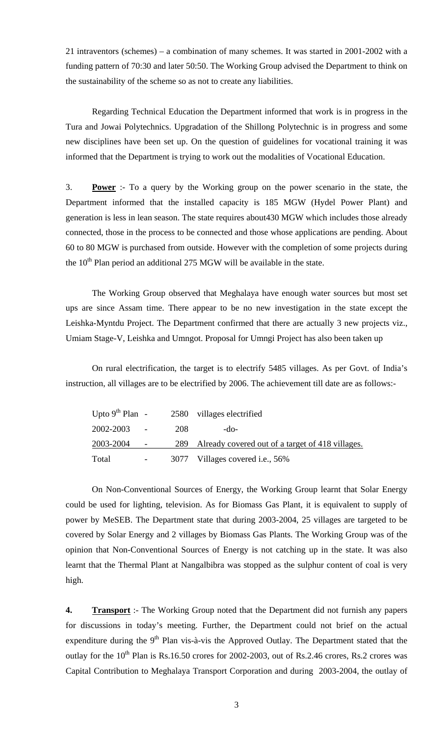21 intraventors (schemes) – a combination of many schemes. It was started in 2001-2002 with a funding pattern of 70:30 and later 50:50. The Working Group advised the Department to think on the sustainability of the scheme so as not to create any liabilities.

Regarding Technical Education the Department informed that work is in progress in the Tura and Jowai Polytechnics. Upgradation of the Shillong Polytechnic is in progress and some new disciplines have been set up. On the question of guidelines for vocational training it was informed that the Department is trying to work out the modalities of Vocational Education.

3. **Power** :- To a query by the Working group on the power scenario in the state, the Department informed that the installed capacity is 185 MGW (Hydel Power Plant) and generation is less in lean season. The state requires about430 MGW which includes those already connected, those in the process to be connected and those whose applications are pending. About 60 to 80 MGW is purchased from outside. However with the completion of some projects during the 10th Plan period an additional 275 MGW will be available in the state.

The Working Group observed that Meghalaya have enough water sources but most set ups are since Assam time. There appear to be no new investigation in the state except the Leishka-Myntdu Project. The Department confirmed that there are actually 3 new projects viz., Umiam Stage-V, Leishka and Umngot. Proposal for Umngi Project has also been taken up

On rural electrification, the target is to electrify 5485 villages. As per Govt. of India's instruction, all villages are to be electrified by 2006. The achievement till date are as follows:-

| | | | |
|---|---|---|---|
| Upto 9th Plan | - | 2580 | villages electrified |
| 2002-2003 | - | 208 | -do- |
| 2003-2004 | - | 289 | Already covered out of a target of 418 villages. |
| Total | - | 3077 | Villages covered i.e., 56% |

On Non-Conventional Sources of Energy, the Working Group learnt that Solar Energy could be used for lighting, television. As for Biomass Gas Plant, it is equivalent to supply of power by MeSEB. The Department state that during 2003-2004, 25 villages are targeted to be covered by Solar Energy and 2 villages by Biomass Gas Plants. The Working Group was of the opinion that Non-Conventional Sources of Energy is not catching up in the state. It was also learnt that the Thermal Plant at Nangalbibra was stopped as the sulphur content of coal is very high.

**4. Transport** :- The Working Group noted that the Department did not furnish any papers for discussions in today's meeting. Further, the Department could not brief on the actual expenditure during the 9th Plan vis-à-vis the Approved Outlay. The Department stated that the outlay for the 10th Plan is Rs.16.50 crores for 2002-2003, out of Rs.2.46 crores, Rs.2 crores was Capital Contribution to Meghalaya Transport Corporation and during 2003-2004, the outlay of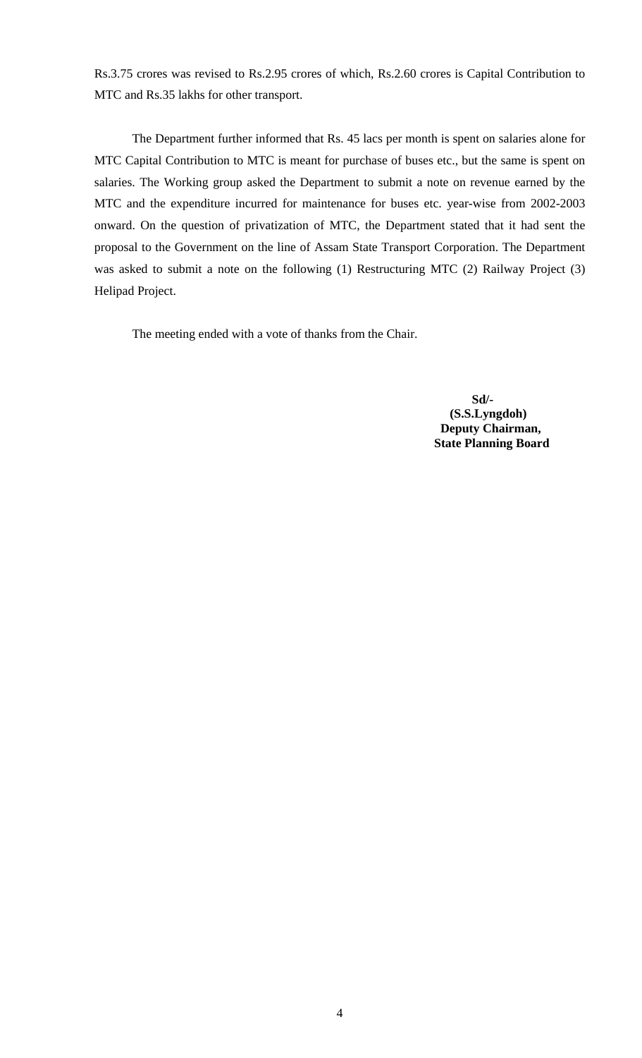Rs.3.75 crores was revised to Rs.2.95 crores of which, Rs.2.60 crores is Capital Contribution to MTC and Rs.35 lakhs for other transport.

The Department further informed that Rs. 45 lacs per month is spent on salaries alone for MTC Capital Contribution to MTC is meant for purchase of buses etc., but the same is spent on salaries. The Working group asked the Department to submit a note on revenue earned by the MTC and the expenditure incurred for maintenance for buses etc. year-wise from 2002-2003 onward. On the question of privatization of MTC, the Department stated that it had sent the proposal to the Government on the line of Assam State Transport Corporation. The Department was asked to submit a note on the following (1) Restructuring MTC (2) Railway Project (3) Helipad Project.

The meeting ended with a vote of thanks from the Chair.

**Sd/-**
**(S.S.Lyngdoh)**
**Deputy Chairman,**
**State Planning Board**